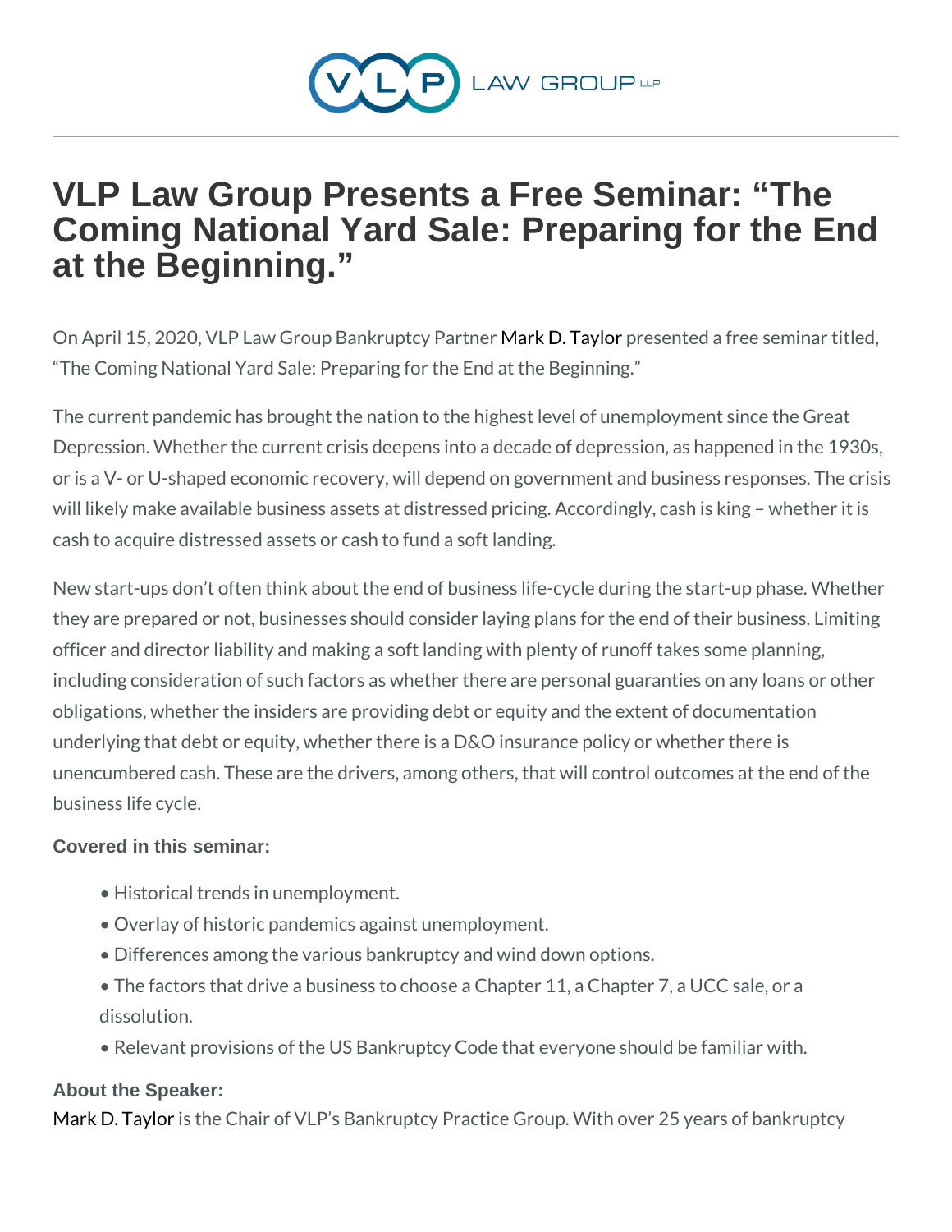# VLP Law Group Presents a Free Seminar: "The Coming National Yard Sale: Preparing for the End at the Beginning."

On April 15, 2020, VLP Law Group Bankruptcy Partner Mark D. Taylor presented a free seminar titled, "The Coming National Yard Sale: Preparing for the End at the Beginning."

The current pandemic has brought the nation to the highest level of unemployment since the Great Depression. Whether the current crisis deepens into a decade of depression, as happened in the 1930s, or is a V- or U-shaped economic recovery, will depend on government and business responses. The crisis will likely make available business assets at distressed pricing. Accordingly, cash is king – whether it is cash to acquire distressed assets or cash to fund a soft landing.

New start-ups don't often think about the end of business life-cycle during the start-up phase. Whether they are prepared or not, businesses should consider laying plans for the end of their business. Limiting officer and director liability and making a soft landing with plenty of runoff takes some planning, including consideration of such factors as whether there are personal guaranties on any loans or other obligations, whether the insiders are providing debt or equity and the extent of documentation underlying that debt or equity, whether there is a D&O insurance policy or whether there is unencumbered cash. These are the drivers, among others, that will control outcomes at the end of the business life cycle.

### Covered in this seminar:

- Historical trends in unemployment.
- Overlay of historic pandemics against unemployment.
- Differences among the various bankruptcy and wind down options.
- The factors that drive a business to choose a Chapter 11, a Chapter 7, a UCC sale, or a dissolution.
- Relevant provisions of the US Bankruptcy Code that everyone should be familiar with.

### About the Speaker:

Mark D. Taylor is the Chair of VLP's Bankruptcy Practice Group. With over 25 years of bankruptcy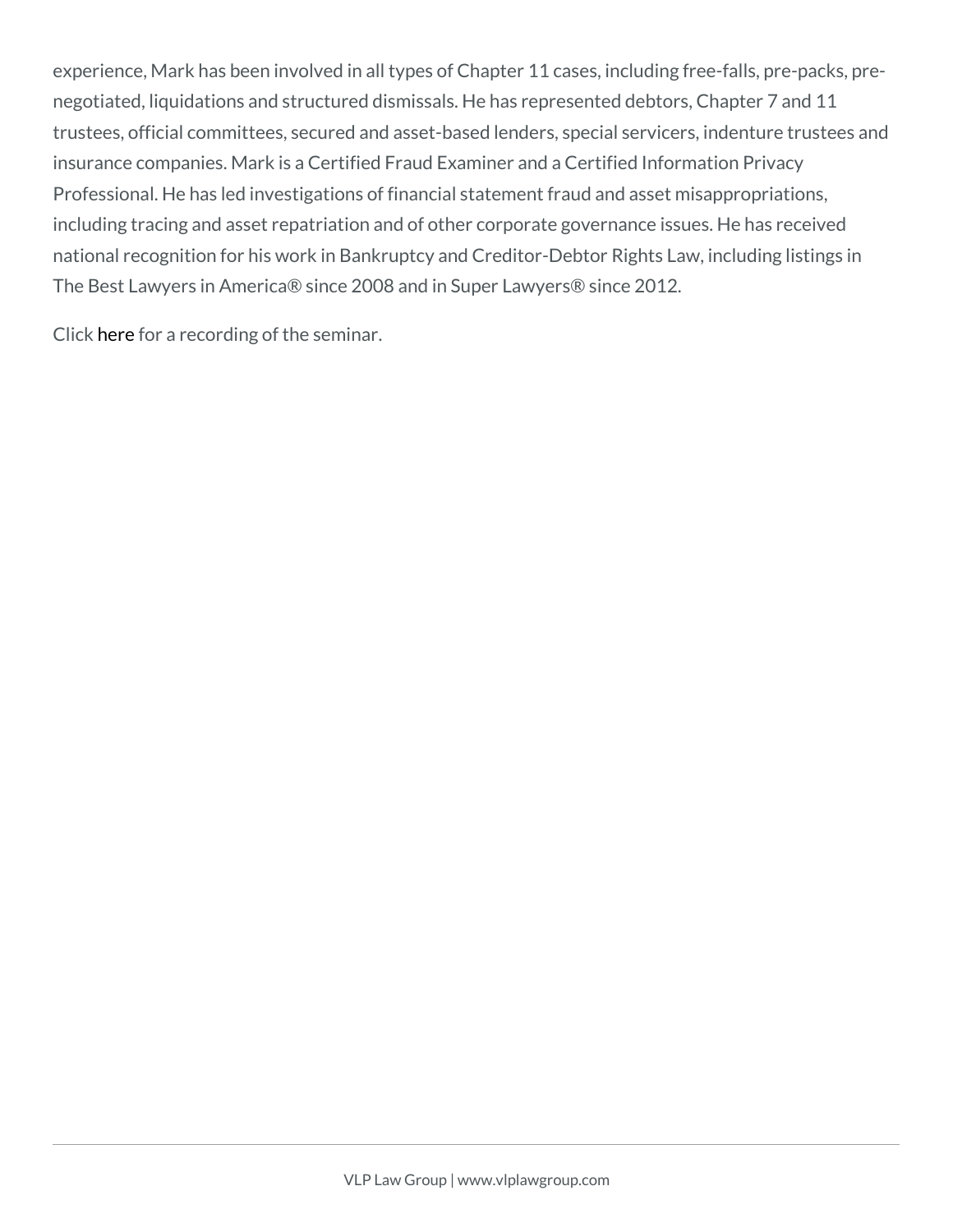experience, Mark has been involved in all types of Chapter 11 cases, including free-falls, pre-packs, pre-negotiated, liquidations and structured dismissals. He has represented debtors, Chapter 7 and 11 trustees, official committees, secured and asset-based lenders, special servicers, indenture trustees and insurance companies. Mark is a Certified Fraud Examiner and a Certified Information Privacy Professional. He has led investigations of financial statement fraud and asset misappropriations, including tracing and asset repatriation and of other corporate governance issues. He has received national recognition for his work in Bankruptcy and Creditor-Debtor Rights Law, including listings in The Best Lawyers in America® since 2008 and in Super Lawyers® since 2012.

Click here for a recording of the seminar.